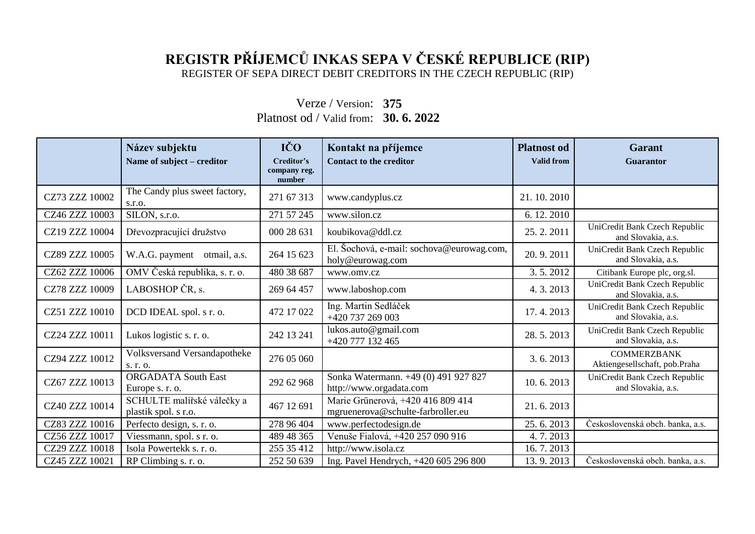# REGISTR PŘÍJEMCŮ INKAS SEPA V ČESKÉ REPUBLICE (RIP)

REGISTER OF SEPA DIRECT DEBIT CREDITORS IN THE CZECH REPUBLIC (RIP)

Verze / Version: **375**
Platnost od / Valid from: **30. 6. 2022**

| | **Název subjektu** Name of subject – creditor | **IČO** Creditor's company reg. number | **Kontakt na příjemce** Contact to the creditor | **Platnost od** Valid from | **Garant** Guarantor |
|---|---|---|---|---|---|
| CZ73 ZZZ 10002 | The Candy plus sweet factory, s.r.o. | 271 67 313 | www.candyplus.cz | 21. 10. 2010 | |
| CZ46 ZZZ 10003 | SILON, s.r.o. | 271 57 245 | www.silon.cz | 6. 12. 2010 | |
| CZ19 ZZZ 10004 | Dřevozpracující družstvo | 000 28 631 | koubikova@ddl.cz | 25. 2. 2011 | UniCredit Bank Czech Republic and Slovakia, a.s. |
| CZ89 ZZZ 10005 | W.A.G. payment otmail, a.s. | 264 15 623 | El. Šochová, e-mail: sochova@eurowag.com, holy@eurowag.com | 20. 9. 2011 | UniCredit Bank Czech Republic and Slovakia, a.s. |
| CZ62 ZZZ 10006 | OMV Česká republika, s. r. o. | 480 38 687 | www.omv.cz | 3. 5. 2012 | Citibank Europe plc, org.sl. |
| CZ78 ZZZ 10009 | LABOSHOP ČR, s. | 269 64 457 | www.laboshop.com | 4. 3. 2013 | UniCredit Bank Czech Republic and Slovakia, a.s. |
| CZ51 ZZZ 10010 | DCD IDEAL spol. s r. o. | 472 17 022 | Ing. Martin Sedláček +420 737 269 003 | 17. 4. 2013 | UniCredit Bank Czech Republic and Slovakia, a.s. |
| CZ24 ZZZ 10011 | Lukos logistic s. r. o. | 242 13 241 | lukos.auto@gmail.com +420 777 132 465 | 28. 5. 2013 | UniCredit Bank Czech Republic and Slovakia, a.s. |
| CZ94 ZZZ 10012 | Volksversand Versandapotheke s. r. o. | 276 05 060 | | 3. 6. 2013 | COMMERZBANK Aktiengesellschaft, pob.Praha |
| CZ67 ZZZ 10013 | ORGADATA South East Europe s. r. o. | 292 62 968 | Sonka Watermann. +49 (0) 491 927 827 http://www.orgadata.com | 10. 6. 2013 | UniCredit Bank Czech Republic and Slovakia, a.s. |
| CZ40 ZZZ 10014 | SCHULTE malířské válečky a plastik spol. s r.o. | 467 12 691 | Marie Grünerová, +420 416 809 414 mgruenerova@schulte-farbroller.eu | 21. 6. 2013 | |
| CZ83 ZZZ 10016 | Perfecto design, s. r. o. | 278 96 404 | www.perfectodesign.de | 25. 6. 2013 | Československá obch. banka, a.s. |
| CZ56 ZZZ 10017 | Viessmann, spol. s r. o. | 489 48 365 | Venuše Fialová, +420 257 090 916 | 4. 7. 2013 | |
| CZ29 ZZZ 10018 | Isola Powertekk s. r. o. | 255 35 412 | http://www.isola.cz | 16. 7. 2013 | |
| CZ45 ZZZ 10021 | RP Climbing s. r. o. | 252 50 639 | Ing. Pavel Hendrych, +420 605 296 800 | 13. 9. 2013 | Československá obch. banka, a.s. |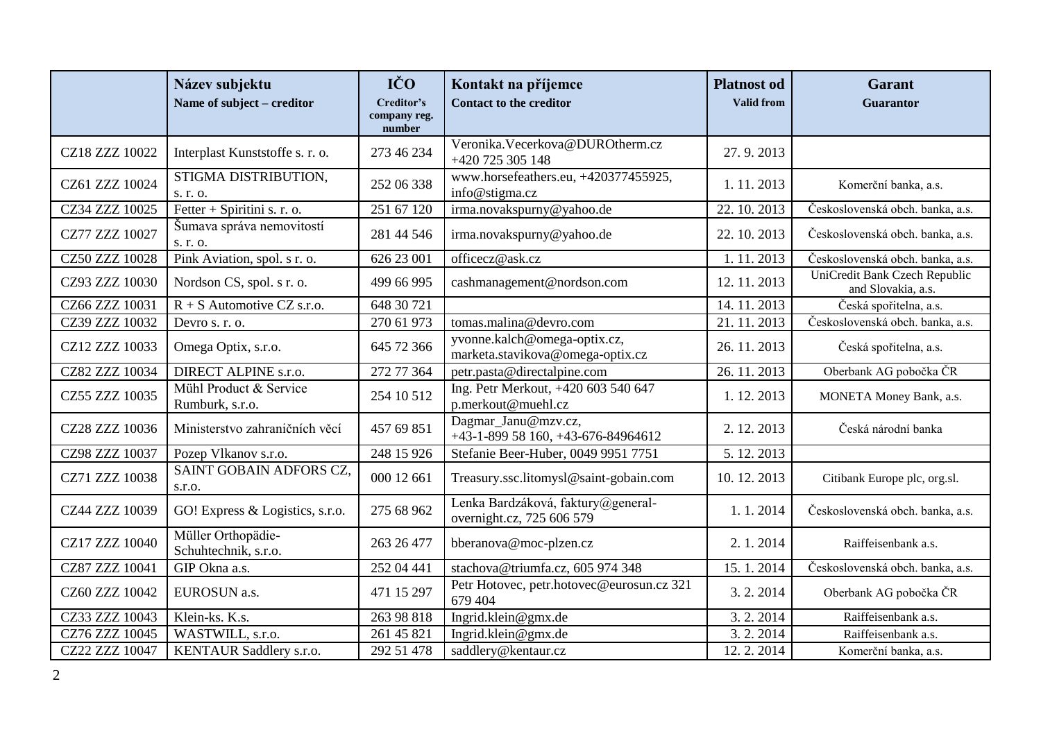| | **Název subjektu** **Name of subject – creditor** | **IČO** **Creditor's company reg. number** | **Kontakt na příjemce** **Contact to the creditor** | **Platnost od** **Valid from** | **Garant** **Guarantor** |
|---|---|---|---|---|---|
| CZ18 ZZZ 10022 | Interplast Kunststoffe s. r. o. | 273 46 234 | Veronika.Vecerkova@DUROtherm.cz +420 725 305 148 | 27. 9. 2013 | |
| CZ61 ZZZ 10024 | STIGMA DISTRIBUTION, s. r. o. | 252 06 338 | www.horsefeathers.eu, +420377455925, info@stigma.cz | 1. 11. 2013 | Komerční banka, a.s. |
| CZ34 ZZZ 10025 | Fetter + Spiritini s. r. o. | 251 67 120 | irma.novakspurny@yahoo.de | 22. 10. 2013 | Československá obch. banka, a.s. |
| CZ77 ZZZ 10027 | Šumava správa nemovitostí s. r. o. | 281 44 546 | irma.novakspurny@yahoo.de | 22. 10. 2013 | Československá obch. banka, a.s. |
| CZ50 ZZZ 10028 | Pink Aviation, spol. s r. o. | 626 23 001 | officecz@ask.cz | 1. 11. 2013 | Československá obch. banka, a.s. |
| CZ93 ZZZ 10030 | Nordson CS, spol. s r. o. | 499 66 995 | cashmanagement@nordson.com | 12. 11. 2013 | UniCredit Bank Czech Republic and Slovakia, a.s. |
| CZ66 ZZZ 10031 | R + S Automotive CZ s.r.o. | 648 30 721 | | 14. 11. 2013 | Česká spořitelna, a.s. |
| CZ39 ZZZ 10032 | Devro s. r. o. | 270 61 973 | tomas.malina@devro.com | 21. 11. 2013 | Československá obch. banka, a.s. |
| CZ12 ZZZ 10033 | Omega Optix, s.r.o. | 645 72 366 | yvonne.kalch@omega-optix.cz, marketa.stavikova@omega-optix.cz | 26. 11. 2013 | Česká spořitelna, a.s. |
| CZ82 ZZZ 10034 | DIRECT ALPINE s.r.o. | 272 77 364 | petr.pasta@directalpine.com | 26. 11. 2013 | Oberbank AG pobočka ČR |
| CZ55 ZZZ 10035 | Mühl Product & Service Rumburk, s.r.o. | 254 10 512 | Ing. Petr Merkout, +420 603 540 647 p.merkout@muehl.cz | 1. 12. 2013 | MONETA Money Bank, a.s. |
| CZ28 ZZZ 10036 | Ministerstvo zahraničních věcí | 457 69 851 | Dagmar_Janu@mzv.cz, +43-1-899 58 160, +43-676-84964612 | 2. 12. 2013 | Česká národní banka |
| CZ98 ZZZ 10037 | Pozep Vlkanov s.r.o. | 248 15 926 | Stefanie Beer-Huber, 0049 9951 7751 | 5. 12. 2013 | |
| CZ71 ZZZ 10038 | SAINT GOBAIN ADFORS CZ, s.r.o. | 000 12 661 | Treasury.ssc.litomysl@saint-gobain.com | 10. 12. 2013 | Citibank Europe plc, org.sl. |
| CZ44 ZZZ 10039 | GO! Express & Logistics, s.r.o. | 275 68 962 | Lenka Bardzáková, faktury@general-overnight.cz, 725 606 579 | 1. 1. 2014 | Československá obch. banka, a.s. |
| CZ17 ZZZ 10040 | Müller Orthopädie-Schuhtechnik, s.r.o. | 263 26 477 | bberanova@moc-plzen.cz | 2. 1. 2014 | Raiffeisenbank a.s. |
| CZ87 ZZZ 10041 | GIP Okna a.s. | 252 04 441 | stachova@triumfa.cz, 605 974 348 | 15. 1. 2014 | Československá obch. banka, a.s. |
| CZ60 ZZZ 10042 | EUROSUN a.s. | 471 15 297 | Petr Hotovec, petr.hotovec@eurosun.cz 321 679 404 | 3. 2. 2014 | Oberbank AG pobočka ČR |
| CZ33 ZZZ 10043 | Klein-ks. K.s. | 263 98 818 | Ingrid.klein@gmx.de | 3. 2. 2014 | Raiffeisenbank a.s. |
| CZ76 ZZZ 10045 | WASTWILL, s.r.o. | 261 45 821 | Ingrid.klein@gmx.de | 3. 2. 2014 | Raiffeisenbank a.s. |
| CZ22 ZZZ 10047 | KENTAUR Saddlery s.r.o. | 292 51 478 | saddlery@kentaur.cz | 12. 2. 2014 | Komerční banka, a.s. |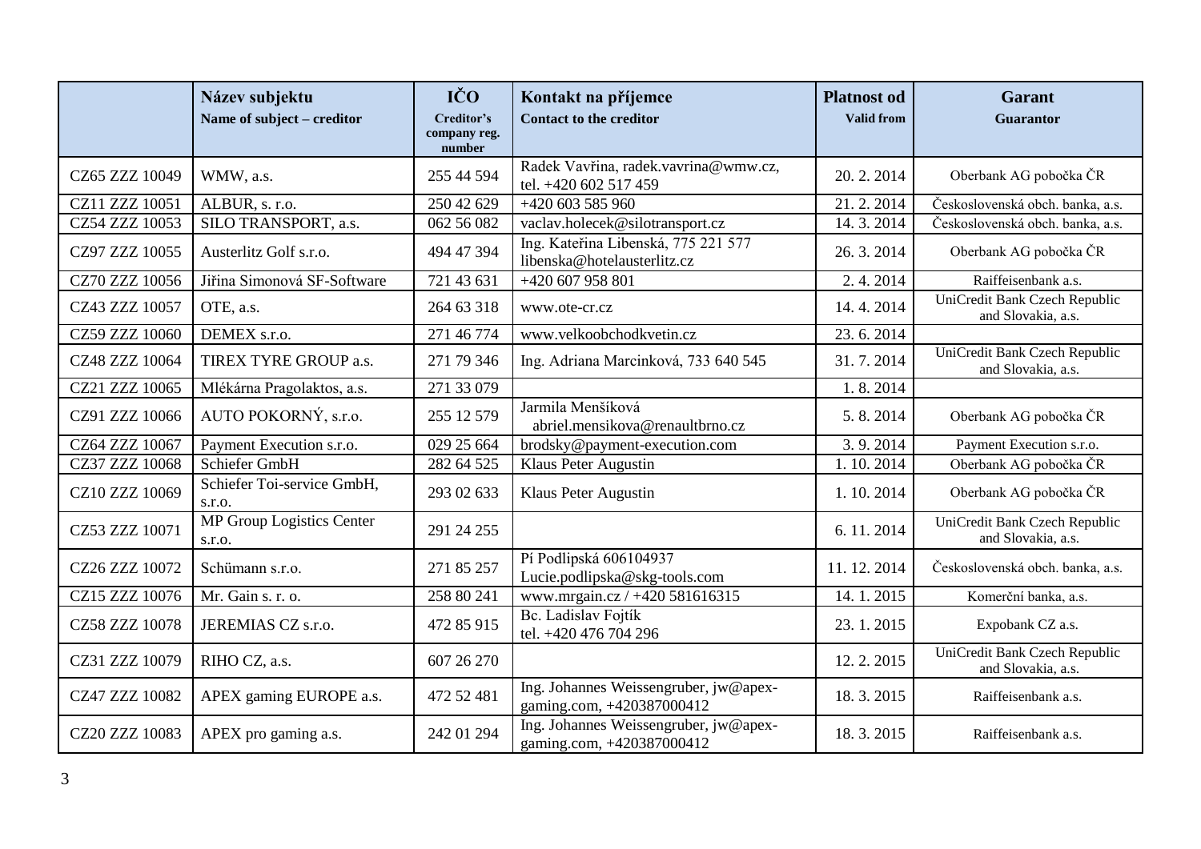|  | **Název subjektu**<br>**Name of subject – creditor** | **IČO**<br>**Creditor's company reg. number** | **Kontakt na příjemce**<br>**Contact to the creditor** | **Platnost od**<br>**Valid from** | **Garant**<br>**Guarantor** |
|---|---|---|---|---|---|
| CZ65 ZZZ 10049 | WMW, a.s. | 255 44 594 | Radek Vavřina, radek.vavrina@wmw.cz, tel. +420 602 517 459 | 20. 2. 2014 | Oberbank AG pobočka ČR |
| CZ11 ZZZ 10051 | ALBUR, s. r.o. | 250 42 629 | +420 603 585 960 | 21. 2. 2014 | Československá obch. banka, a.s. |
| CZ54 ZZZ 10053 | SILO TRANSPORT, a.s. | 062 56 082 | vaclav.holecek@silotransport.cz | 14. 3. 2014 | Československá obch. banka, a.s. |
| CZ97 ZZZ 10055 | Austerlitz Golf s.r.o. | 494 47 394 | Ing. Kateřina Libenská, 775 221 577 libenska@hotelausterlitz.cz | 26. 3. 2014 | Oberbank AG pobočka ČR |
| CZ70 ZZZ 10056 | Jiřina Simonová SF-Software | 721 43 631 | +420 607 958 801 | 2. 4. 2014 | Raiffeisenbank a.s. |
| CZ43 ZZZ 10057 | OTE, a.s. | 264 63 318 | www.ote-cr.cz | 14. 4. 2014 | UniCredit Bank Czech Republic and Slovakia, a.s. |
| CZ59 ZZZ 10060 | DEMEX s.r.o. | 271 46 774 | www.velkoobchodkvetin.cz | 23. 6. 2014 |  |
| CZ48 ZZZ 10064 | TIREX TYRE GROUP a.s. | 271 79 346 | Ing. Adriana Marcinková, 733 640 545 | 31. 7. 2014 | UniCredit Bank Czech Republic and Slovakia, a.s. |
| CZ21 ZZZ 10065 | Mlékárna Pragolaktos, a.s. | 271 33 079 |  | 1. 8. 2014 |  |
| CZ91 ZZZ 10066 | AUTO POKORNÝ, s.r.o. | 255 12 579 | Jarmila Menšíková abriel.mensikova@renaultbrno.cz | 5. 8. 2014 | Oberbank AG pobočka ČR |
| CZ64 ZZZ 10067 | Payment Execution s.r.o. | 029 25 664 | brodsky@payment-execution.com | 3. 9. 2014 | Payment Execution s.r.o. |
| CZ37 ZZZ 10068 | Schiefer GmbH | 282 64 525 | Klaus Peter Augustin | 1. 10. 2014 | Oberbank AG pobočka ČR |
| CZ10 ZZZ 10069 | Schiefer Toi-service GmbH, s.r.o. | 293 02 633 | Klaus Peter Augustin | 1. 10. 2014 | Oberbank AG pobočka ČR |
| CZ53 ZZZ 10071 | MP Group Logistics Center s.r.o. | 291 24 255 |  | 6. 11. 2014 | UniCredit Bank Czech Republic and Slovakia, a.s. |
| CZ26 ZZZ 10072 | Schümann s.r.o. | 271 85 257 | Pí Podlipská 606104937 Lucie.podlipska@skg-tools.com | 11. 12. 2014 | Československá obch. banka, a.s. |
| CZ15 ZZZ 10076 | Mr. Gain s. r. o. | 258 80 241 | www.mrgain.cz / +420 581616315 | 14. 1. 2015 | Komerční banka, a.s. |
| CZ58 ZZZ 10078 | JEREMIAS CZ s.r.o. | 472 85 915 | Bc. Ladislav Fojtík tel. +420 476 704 296 | 23. 1. 2015 | Expobank CZ a.s. |
| CZ31 ZZZ 10079 | RIHO CZ, a.s. | 607 26 270 |  | 12. 2. 2015 | UniCredit Bank Czech Republic and Slovakia, a.s. |
| CZ47 ZZZ 10082 | APEX gaming EUROPE a.s. | 472 52 481 | Ing. Johannes Weissengruber, jw@apex-gaming.com, +420387000412 | 18. 3. 2015 | Raiffeisenbank a.s. |
| CZ20 ZZZ 10083 | APEX pro gaming a.s. | 242 01 294 | Ing. Johannes Weissengruber, jw@apex-gaming.com, +420387000412 | 18. 3. 2015 | Raiffeisenbank a.s. |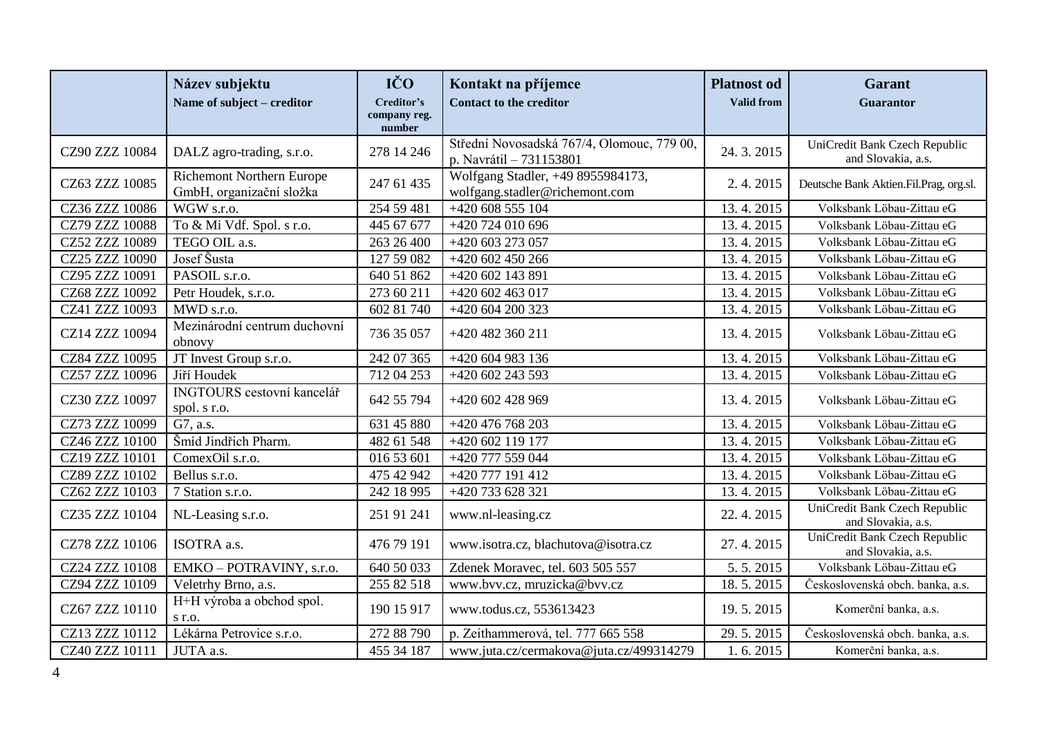| | Název subjektu<br>Name of subject – creditor | IČO<br>Creditor's company reg. number | Kontakt na příjemce<br>Contact to the creditor | Platnost od<br>Valid from | Garant<br>Guarantor |
|---|---|---|---|---|---|
| CZ90 ZZZ 10084 | DALZ agro-trading, s.r.o. | 278 14 246 | Střední Novosadská 767/4, Olomouc, 779 00, p. Navrátil – 731153801 | 24. 3. 2015 | UniCredit Bank Czech Republic and Slovakia, a.s. |
| CZ63 ZZZ 10085 | Richemont Northern Europe GmbH, organizační složka | 247 61 435 | Wolfgang Stadler, +49 8955984173, wolfgang.stadler@richemont.com | 2. 4. 2015 | Deutsche Bank Aktien.Fil.Prag, org.sl. |
| CZ36 ZZZ 10086 | WGW s.r.o. | 254 59 481 | +420 608 555 104 | 13. 4. 2015 | Volksbank Löbau-Zittau eG |
| CZ79 ZZZ 10088 | To & Mi Vdf. Spol. s r.o. | 445 67 677 | +420 724 010 696 | 13. 4. 2015 | Volksbank Löbau-Zittau eG |
| CZ52 ZZZ 10089 | TEGO OIL a.s. | 263 26 400 | +420 603 273 057 | 13. 4. 2015 | Volksbank Löbau-Zittau eG |
| CZ25 ZZZ 10090 | Josef Šusta | 127 59 082 | +420 602 450 266 | 13. 4. 2015 | Volksbank Löbau-Zittau eG |
| CZ95 ZZZ 10091 | PASOIL s.r.o. | 640 51 862 | +420 602 143 891 | 13. 4. 2015 | Volksbank Löbau-Zittau eG |
| CZ68 ZZZ 10092 | Petr Houdek, s.r.o. | 273 60 211 | +420 602 463 017 | 13. 4. 2015 | Volksbank Löbau-Zittau eG |
| CZ41 ZZZ 10093 | MWD s.r.o. | 602 81 740 | +420 604 200 323 | 13. 4. 2015 | Volksbank Löbau-Zittau eG |
| CZ14 ZZZ 10094 | Mezinárodní centrum duchovní obnovy | 736 35 057 | +420 482 360 211 | 13. 4. 2015 | Volksbank Löbau-Zittau eG |
| CZ84 ZZZ 10095 | JT Invest Group s.r.o. | 242 07 365 | +420 604 983 136 | 13. 4. 2015 | Volksbank Löbau-Zittau eG |
| CZ57 ZZZ 10096 | Jiří Houdek | 712 04 253 | +420 602 243 593 | 13. 4. 2015 | Volksbank Löbau-Zittau eG |
| CZ30 ZZZ 10097 | INGTOURS cestovní kancelář spol. s r.o. | 642 55 794 | +420 602 428 969 | 13. 4. 2015 | Volksbank Löbau-Zittau eG |
| CZ73 ZZZ 10099 | G7, a.s. | 631 45 880 | +420 476 768 203 | 13. 4. 2015 | Volksbank Löbau-Zittau eG |
| CZ46 ZZZ 10100 | Šmíd Jindřich Pharm. | 482 61 548 | +420 602 119 177 | 13. 4. 2015 | Volksbank Löbau-Zittau eG |
| CZ19 ZZZ 10101 | ComexOil s.r.o. | 016 53 601 | +420 777 559 044 | 13. 4. 2015 | Volksbank Löbau-Zittau eG |
| CZ89 ZZZ 10102 | Bellus s.r.o. | 475 42 942 | +420 777 191 412 | 13. 4. 2015 | Volksbank Löbau-Zittau eG |
| CZ62 ZZZ 10103 | 7 Station s.r.o. | 242 18 995 | +420 733 628 321 | 13. 4. 2015 | Volksbank Löbau-Zittau eG |
| CZ35 ZZZ 10104 | NL-Leasing s.r.o. | 251 91 241 | www.nl-leasing.cz | 22. 4. 2015 | UniCredit Bank Czech Republic and Slovakia, a.s. |
| CZ78 ZZZ 10106 | ISOTRA a.s. | 476 79 191 | www.isotra.cz, blachutova@isotra.cz | 27. 4. 2015 | UniCredit Bank Czech Republic and Slovakia, a.s. |
| CZ24 ZZZ 10108 | EMKO – POTRAVINY, s.r.o. | 640 50 033 | Zdenek Moravec, tel. 603 505 557 | 5. 5. 2015 | Volksbank Löbau-Zittau eG |
| CZ94 ZZZ 10109 | Veletrhy Brno, a.s. | 255 82 518 | www.bvv.cz, mruzicka@bvv.cz | 18. 5. 2015 | Československá obch. banka, a.s. |
| CZ67 ZZZ 10110 | H+H výroba a obchod spol. s r.o. | 190 15 917 | www.todus.cz, 553613423 | 19. 5. 2015 | Komerční banka, a.s. |
| CZ13 ZZZ 10112 | Lékárna Petrovice s.r.o. | 272 88 790 | p. Zeithammerová, tel. 777 665 558 | 29. 5. 2015 | Československá obch. banka, a.s. |
| CZ40 ZZZ 10111 | JUTA a.s. | 455 34 187 | www.juta.cz/cermakova@juta.cz/499314279 | 1. 6. 2015 | Komerční banka, a.s. |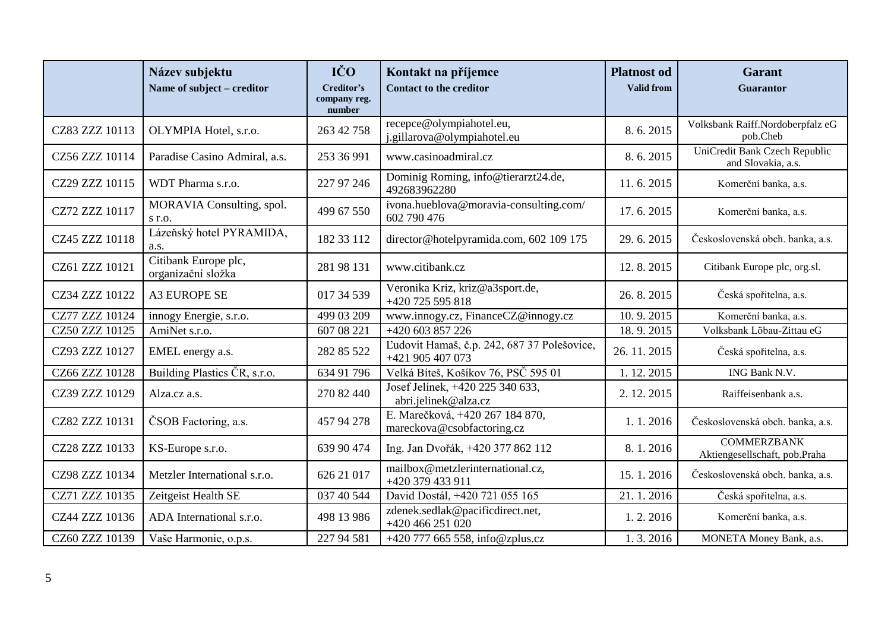| | Název subjektu<br>Name of subject – creditor | IČO<br>Creditor's company reg. number | Kontakt na příjemce<br>Contact to the creditor | Platnost od<br>Valid from | Garant<br>Guarantor |
|---|---|---|---|---|---|
| CZ83 ZZZ 10113 | OLYMPIA Hotel, s.r.o. | 263 42 758 | recepce@olympiahotel.eu, j.gillarova@olympiahotel.eu | 8. 6. 2015 | Volksbank Raiff.Nordoberpfalz eG pob.Cheb |
| CZ56 ZZZ 10114 | Paradise Casino Admiral, a.s. | 253 36 991 | www.casinoadmiral.cz | 8. 6. 2015 | UniCredit Bank Czech Republic and Slovakia, a.s. |
| CZ29 ZZZ 10115 | WDT Pharma s.r.o. | 227 97 246 | Dominig Roming, info@tierarzt24.de, 492683962280 | 11. 6. 2015 | Komerční banka, a.s. |
| CZ72 ZZZ 10117 | MORAVIA Consulting, spol. s r.o. | 499 67 550 | ivona.hueblova@moravia-consulting.com/ 602 790 476 | 17. 6. 2015 | Komerční banka, a.s. |
| CZ45 ZZZ 10118 | Lázeňský hotel PYRAMIDA, a.s. | 182 33 112 | director@hotelpyramida.com, 602 109 175 | 29. 6. 2015 | Československá obch. banka, a.s. |
| CZ61 ZZZ 10121 | Citibank Europe plc, organizační složka | 281 98 131 | www.citibank.cz | 12. 8. 2015 | Citibank Europe plc, org.sl. |
| CZ34 ZZZ 10122 | A3 EUROPE SE | 017 34 539 | Veronika Kriz, kriz@a3sport.de, +420 725 595 818 | 26. 8. 2015 | Česká spořitelna, a.s. |
| CZ77 ZZZ 10124 | innogy Energie, s.r.o. | 499 03 209 | www.innogy.cz, FinanceCZ@innogy.cz | 10. 9. 2015 | Komerční banka, a.s. |
| CZ50 ZZZ 10125 | AmiNet s.r.o. | 607 08 221 | +420 603 857 226 | 18. 9. 2015 | Volksbank Löbau-Zittau eG |
| CZ93 ZZZ 10127 | EMEL energy a.s. | 282 85 522 | Ľudovít Hamaš, č.p. 242, 687 37 Polešovice, +421 905 407 073 | 26. 11. 2015 | Česká spořitelna, a.s. |
| CZ66 ZZZ 10128 | Building Plastics ČR, s.r.o. | 634 91 796 | Velká Bíteš, Košíkov 76, PSČ 595 01 | 1. 12. 2015 | ING Bank N.V. |
| CZ39 ZZZ 10129 | Alza.cz a.s. | 270 82 440 | Josef Jelínek, +420 225 340 633, abri.jelinek@alza.cz | 2. 12. 2015 | Raiffeisenbank a.s. |
| CZ82 ZZZ 10131 | ČSOB Factoring, a.s. | 457 94 278 | E. Marečková, +420 267 184 870, mareckova@csobfactoring.cz | 1. 1. 2016 | Československá obch. banka, a.s. |
| CZ28 ZZZ 10133 | KS-Europe s.r.o. | 639 90 474 | Ing. Jan Dvořák, +420 377 862 112 | 8. 1. 2016 | COMMERZBANK Aktiengesellschaft, pob.Praha |
| CZ98 ZZZ 10134 | Metzler International s.r.o. | 626 21 017 | mailbox@metzlerinternational.cz, +420 379 433 911 | 15. 1. 2016 | Československá obch. banka, a.s. |
| CZ71 ZZZ 10135 | Zeitgeist Health SE | 037 40 544 | David Dostál, +420 721 055 165 | 21. 1. 2016 | Česká spořitelna, a.s. |
| CZ44 ZZZ 10136 | ADA International s.r.o. | 498 13 986 | zdenek.sedlak@pacificdirect.net, +420 466 251 020 | 1. 2. 2016 | Komerční banka, a.s. |
| CZ60 ZZZ 10139 | Vaše Harmonie, o.p.s. | 227 94 581 | +420 777 665 558, info@zplus.cz | 1. 3. 2016 | MONETA Money Bank, a.s. |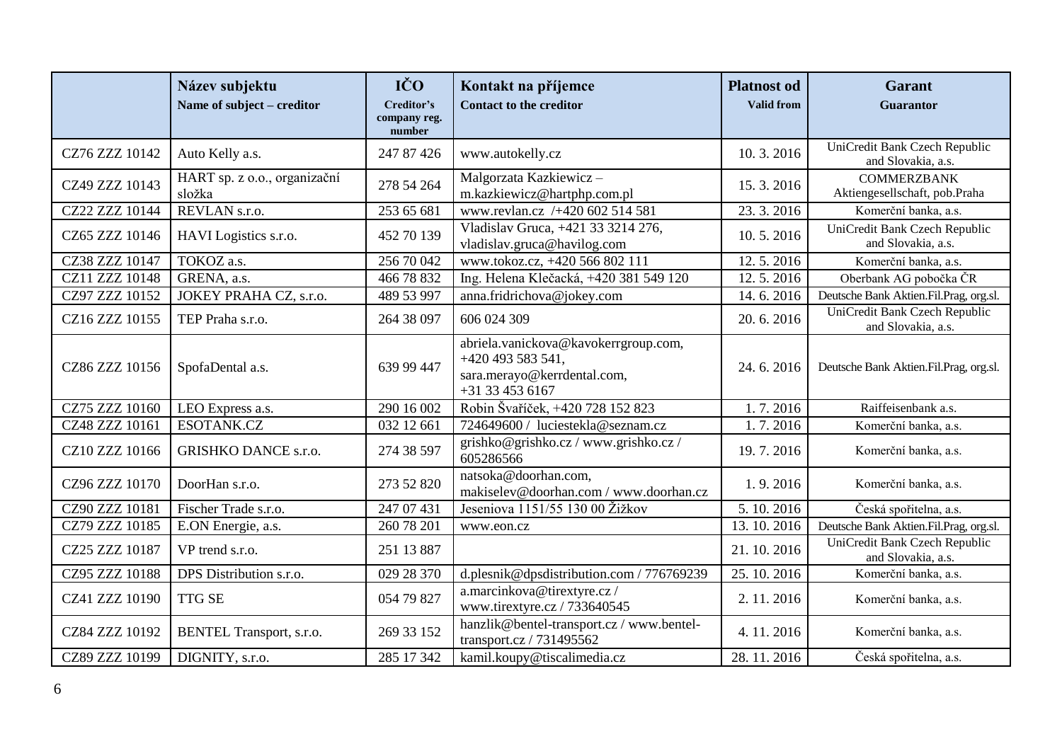| | Název subjektu<br>Name of subject – creditor | IČO<br>Creditor's company reg. number | Kontakt na příjemce<br>Contact to the creditor | Platnost od<br>Valid from | Garant<br>Guarantor |
|---|---|---|---|---|---|
| CZ76 ZZZ 10142 | Auto Kelly a.s. | 247 87 426 | www.autokelly.cz | 10. 3. 2016 | UniCredit Bank Czech Republic and Slovakia, a.s. |
| CZ49 ZZZ 10143 | HART sp. z o.o., organizační složka | 278 54 264 | Malgorzata Kazkiewicz – m.kazkiewicz@hartphp.com.pl | 15. 3. 2016 | COMMERZBANK Aktiengesellschaft, pob.Praha |
| CZ22 ZZZ 10144 | REVLAN s.r.o. | 253 65 681 | www.revlan.cz /+420 602 514 581 | 23. 3. 2016 | Komerční banka, a.s. |
| CZ65 ZZZ 10146 | HAVI Logistics s.r.o. | 452 70 139 | Vladislav Gruca, +421 33 3214 276, vladislav.gruca@havilog.com | 10. 5. 2016 | UniCredit Bank Czech Republic and Slovakia, a.s. |
| CZ38 ZZZ 10147 | TOKOZ a.s. | 256 70 042 | www.tokoz.cz, +420 566 802 111 | 12. 5. 2016 | Komerční banka, a.s. |
| CZ11 ZZZ 10148 | GRENA, a.s. | 466 78 832 | Ing. Helena Klečacká, +420 381 549 120 | 12. 5. 2016 | Oberbank AG pobočka ČR |
| CZ97 ZZZ 10152 | JOKEY PRAHA CZ, s.r.o. | 489 53 997 | anna.fridrichova@jokey.com | 14. 6. 2016 | Deutsche Bank Aktien.Fil.Prag, org.sl. |
| CZ16 ZZZ 10155 | TEP Praha s.r.o. | 264 38 097 | 606 024 309 | 20. 6. 2016 | UniCredit Bank Czech Republic and Slovakia, a.s. |
| CZ86 ZZZ 10156 | SpofaDental a.s. | 639 99 447 | abriela.vanickova@kavokerrgroup.com, +420 493 583 541, sara.merayo@kerrdental.com, +31 33 453 6167 | 24. 6. 2016 | Deutsche Bank Aktien.Fil.Prag, org.sl. |
| CZ75 ZZZ 10160 | LEO Express a.s. | 290 16 002 | Robin Švaříček, +420 728 152 823 | 1. 7. 2016 | Raiffeisenbank a.s. |
| CZ48 ZZZ 10161 | ESOTANK.CZ | 032 12 661 | 724649600 / luciestekla@seznam.cz | 1. 7. 2016 | Komerční banka, a.s. |
| CZ10 ZZZ 10166 | GRISHKO DANCE s.r.o. | 274 38 597 | grishko@grishko.cz / www.grishko.cz / 605286566 | 19. 7. 2016 | Komerční banka, a.s. |
| CZ96 ZZZ 10170 | DoorHan s.r.o. | 273 52 820 | natsoka@doorhan.com, makiselev@doorhan.com / www.doorhan.cz | 1. 9. 2016 | Komerční banka, a.s. |
| CZ90 ZZZ 10181 | Fischer Trade s.r.o. | 247 07 431 | Jeseniova 1151/55 130 00 Žižkov | 5. 10. 2016 | Česká spořitelna, a.s. |
| CZ79 ZZZ 10185 | E.ON Energie, a.s. | 260 78 201 | www.eon.cz | 13. 10. 2016 | Deutsche Bank Aktien.Fil.Prag, org.sl. |
| CZ25 ZZZ 10187 | VP trend s.r.o. | 251 13 887 | | 21. 10. 2016 | UniCredit Bank Czech Republic and Slovakia, a.s. |
| CZ95 ZZZ 10188 | DPS Distribution s.r.o. | 029 28 370 | d.plesnik@dpsdistribution.com / 776769239 | 25. 10. 2016 | Komerční banka, a.s. |
| CZ41 ZZZ 10190 | TTG SE | 054 79 827 | a.marcinkova@tirextyre.cz / www.tirextyre.cz / 733640545 | 2. 11. 2016 | Komerční banka, a.s. |
| CZ84 ZZZ 10192 | BENTEL Transport, s.r.o. | 269 33 152 | hanzlik@bentel-transport.cz / www.bentel-transport.cz / 731495562 | 4. 11. 2016 | Komerční banka, a.s. |
| CZ89 ZZZ 10199 | DIGNITY, s.r.o. | 285 17 342 | kamil.koupy@tiscalimedia.cz | 28. 11. 2016 | Česká spořitelna, a.s. |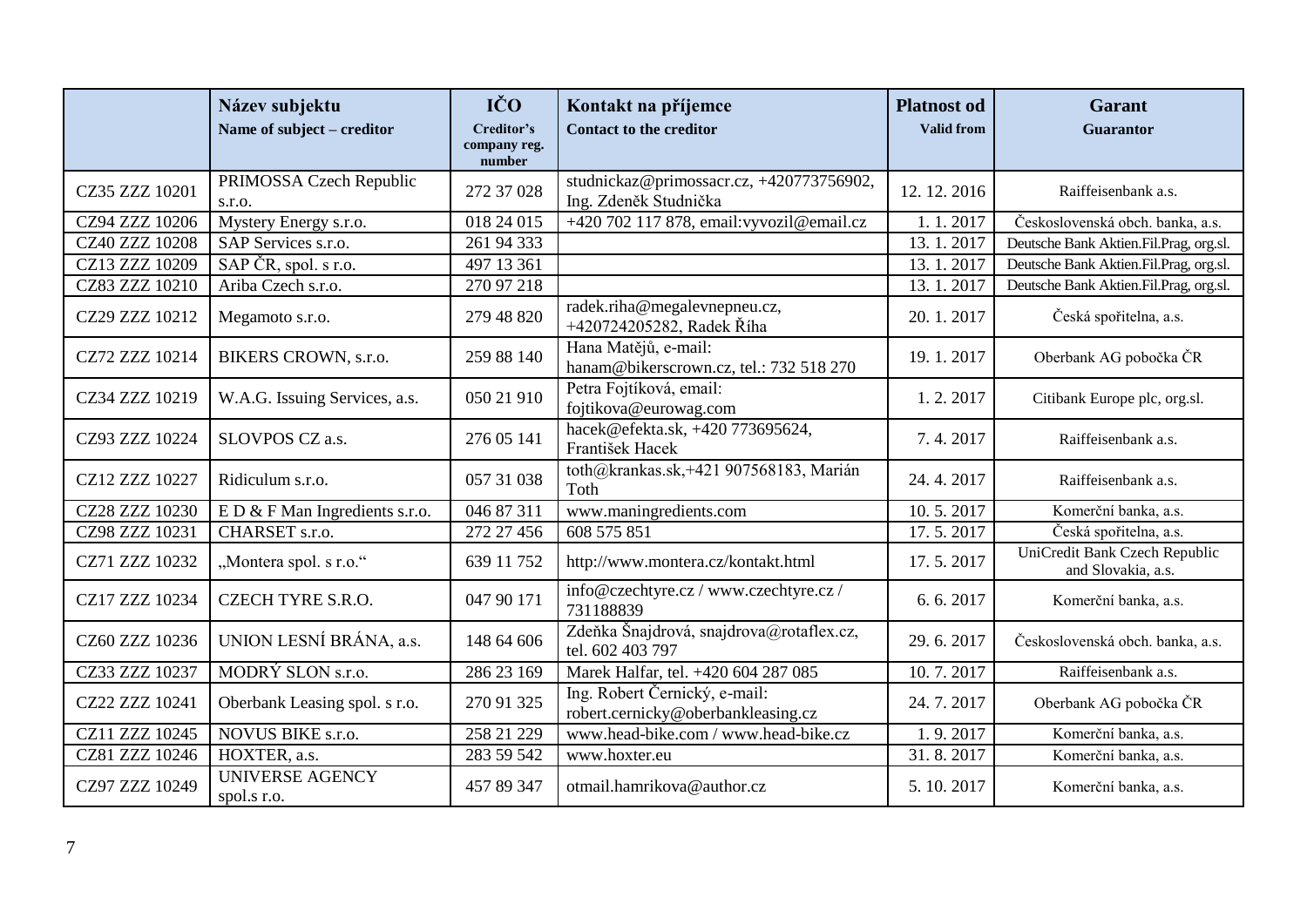| | Název subjektu<br>Name of subject – creditor | IČO<br>Creditor's company reg. number | Kontakt na příjemce<br>Contact to the creditor | Platnost od<br>Valid from | Garant<br>Guarantor |
|---|---|---|---|---|---|
| CZ35 ZZZ 10201 | PRIMOSSA Czech Republic s.r.o. | 272 37 028 | studnickaz@primossacr.cz, +420773756902, Ing. Zdeněk Studnička | 12. 12. 2016 | Raiffeisenbank a.s. |
| CZ94 ZZZ 10206 | Mystery Energy s.r.o. | 018 24 015 | +420 702 117 878, email:vyvozil@email.cz | 1. 1. 2017 | Československá obch. banka, a.s. |
| CZ40 ZZZ 10208 | SAP Services s.r.o. | 261 94 333 | | 13. 1. 2017 | Deutsche Bank Aktien.Fil.Prag, org.sl. |
| CZ13 ZZZ 10209 | SAP ČR, spol. s r.o. | 497 13 361 | | 13. 1. 2017 | Deutsche Bank Aktien.Fil.Prag, org.sl. |
| CZ83 ZZZ 10210 | Ariba Czech s.r.o. | 270 97 218 | | 13. 1. 2017 | Deutsche Bank Aktien.Fil.Prag, org.sl. |
| CZ29 ZZZ 10212 | Megamoto s.r.o. | 279 48 820 | radek.riha@megalevnepneu.cz, +420724205282, Radek Říha | 20. 1. 2017 | Česká spořitelna, a.s. |
| CZ72 ZZZ 10214 | BIKERS CROWN, s.r.o. | 259 88 140 | Hana Matějů, e-mail: hanam@bikerscrown.cz, tel.: 732 518 270 | 19. 1. 2017 | Oberbank AG pobočka ČR |
| CZ34 ZZZ 10219 | W.A.G. Issuing Services, a.s. | 050 21 910 | Petra Fojtíková, email: fojtikova@eurowag.com | 1. 2. 2017 | Citibank Europe plc, org.sl. |
| CZ93 ZZZ 10224 | SLOVPOS CZ a.s. | 276 05 141 | hacek@efekta.sk, +420 773695624, František Hacek | 7. 4. 2017 | Raiffeisenbank a.s. |
| CZ12 ZZZ 10227 | Ridiculum s.r.o. | 057 31 038 | toth@krankas.sk,+421 907568183, Marián Toth | 24. 4. 2017 | Raiffeisenbank a.s. |
| CZ28 ZZZ 10230 | E D & F Man Ingredients s.r.o. | 046 87 311 | www.maningredients.com | 10. 5. 2017 | Komerční banka, a.s. |
| CZ98 ZZZ 10231 | CHARSET s.r.o. | 272 27 456 | 608 575 851 | 17. 5. 2017 | Česká spořitelna, a.s. |
| CZ71 ZZZ 10232 | „Montera spol. s r.o." | 639 11 752 | http://www.montera.cz/kontakt.html | 17. 5. 2017 | UniCredit Bank Czech Republic and Slovakia, a.s. |
| CZ17 ZZZ 10234 | CZECH TYRE S.R.O. | 047 90 171 | info@czechtyre.cz / www.czechtyre.cz / 731188839 | 6. 6. 2017 | Komerční banka, a.s. |
| CZ60 ZZZ 10236 | UNION LESNÍ BRÁNA, a.s. | 148 64 606 | Zdeňka Šnajdrová, snajdrova@rotaflex.cz, tel. 602 403 797 | 29. 6. 2017 | Československá obch. banka, a.s. |
| CZ33 ZZZ 10237 | MODRÝ SLON s.r.o. | 286 23 169 | Marek Halfar, tel. +420 604 287 085 | 10. 7. 2017 | Raiffeisenbank a.s. |
| CZ22 ZZZ 10241 | Oberbank Leasing spol. s r.o. | 270 91 325 | Ing. Robert Černický, e-mail: robert.cernicky@oberbankleasing.cz | 24. 7. 2017 | Oberbank AG pobočka ČR |
| CZ11 ZZZ 10245 | NOVUS BIKE s.r.o. | 258 21 229 | www.head-bike.com / www.head-bike.cz | 1. 9. 2017 | Komerční banka, a.s. |
| CZ81 ZZZ 10246 | HOXTER, a.s. | 283 59 542 | www.hoxter.eu | 31. 8. 2017 | Komerční banka, a.s. |
| CZ97 ZZZ 10249 | UNIVERSE AGENCY spol.s r.o. | 457 89 347 | otmail.hamrikova@author.cz | 5. 10. 2017 | Komerční banka, a.s. |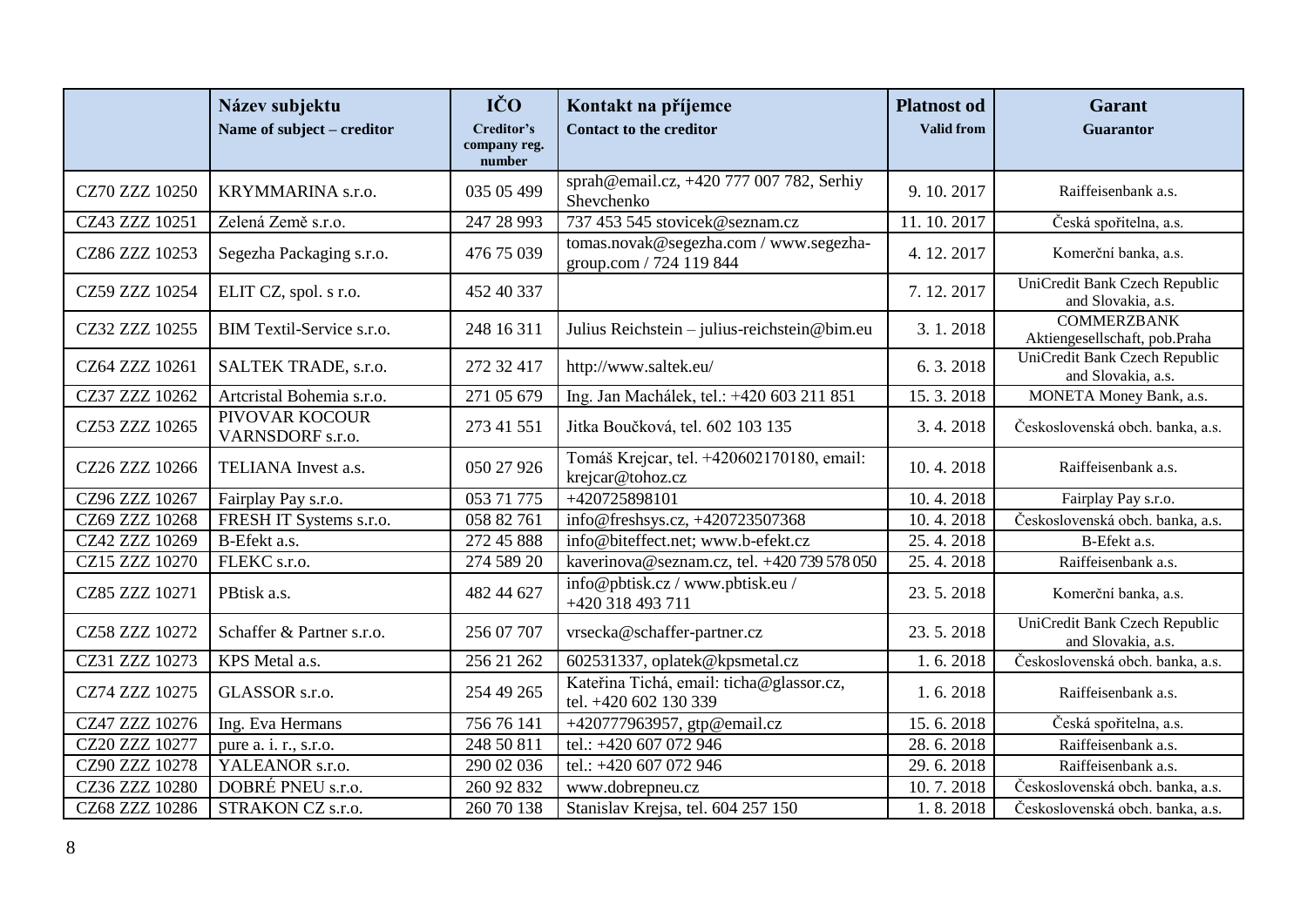| | Název subjektu<br>Name of subject – creditor | IČO<br>Creditor's company reg. number | Kontakt na příjemce<br>Contact to the creditor | Platnost od<br>Valid from | Garant<br>Guarantor |
|---|---|---|---|---|---|
| CZ70 ZZZ 10250 | KRYMMARINA s.r.o. | 035 05 499 | sprah@email.cz, +420 777 007 782, Serhiy Shevchenko | 9. 10. 2017 | Raiffeisenbank a.s. |
| CZ43 ZZZ 10251 | Zelená Země s.r.o. | 247 28 993 | 737 453 545 stovicek@seznam.cz | 11. 10. 2017 | Česká spořitelna, a.s. |
| CZ86 ZZZ 10253 | Segezha Packaging s.r.o. | 476 75 039 | tomas.novak@segezha.com / www.segezha-group.com / 724 119 844 | 4. 12. 2017 | Komerční banka, a.s. |
| CZ59 ZZZ 10254 | ELIT CZ, spol. s r.o. | 452 40 337 | | 7. 12. 2017 | UniCredit Bank Czech Republic and Slovakia, a.s. |
| CZ32 ZZZ 10255 | BIM Textil-Service s.r.o. | 248 16 311 | Julius Reichstein – julius-reichstein@bim.eu | 3. 1. 2018 | COMMERZBANK Aktiengesellschaft, pob.Praha |
| CZ64 ZZZ 10261 | SALTEK TRADE, s.r.o. | 272 32 417 | http://www.saltek.eu/ | 6. 3. 2018 | UniCredit Bank Czech Republic and Slovakia, a.s. |
| CZ37 ZZZ 10262 | Artcristal Bohemia s.r.o. | 271 05 679 | Ing. Jan Machálek, tel.: +420 603 211 851 | 15. 3. 2018 | MONETA Money Bank, a.s. |
| CZ53 ZZZ 10265 | PIVOVAR KOCOUR VARNSDORF s.r.o. | 273 41 551 | Jitka Boučková, tel. 602 103 135 | 3. 4. 2018 | Československá obch. banka, a.s. |
| CZ26 ZZZ 10266 | TELIANA Invest a.s. | 050 27 926 | Tomáš Krejcar, tel. +420602170180, email: krejcar@tohoz.cz | 10. 4. 2018 | Raiffeisenbank a.s. |
| CZ96 ZZZ 10267 | Fairplay Pay s.r.o. | 053 71 775 | +420725898101 | 10. 4. 2018 | Fairplay Pay s.r.o. |
| CZ69 ZZZ 10268 | FRESH IT Systems s.r.o. | 058 82 761 | info@freshsys.cz, +420723507368 | 10. 4. 2018 | Československá obch. banka, a.s. |
| CZ42 ZZZ 10269 | B-Efekt a.s. | 272 45 888 | info@biteffect.net; www.b-efekt.cz | 25. 4. 2018 | B-Efekt a.s. |
| CZ15 ZZZ 10270 | FLEKC s.r.o. | 274 589 20 | kaverinova@seznam.cz, tel. +420 739 578 050 | 25. 4. 2018 | Raiffeisenbank a.s. |
| CZ85 ZZZ 10271 | PBtisk a.s. | 482 44 627 | info@pbtisk.cz / www.pbtisk.eu / +420 318 493 711 | 23. 5. 2018 | Komerční banka, a.s. |
| CZ58 ZZZ 10272 | Schaffer & Partner s.r.o. | 256 07 707 | vrsecka@schaffer-partner.cz | 23. 5. 2018 | UniCredit Bank Czech Republic and Slovakia, a.s. |
| CZ31 ZZZ 10273 | KPS Metal a.s. | 256 21 262 | 602531337, oplatek@kpsmetal.cz | 1. 6. 2018 | Československá obch. banka, a.s. |
| CZ74 ZZZ 10275 | GLASSOR s.r.o. | 254 49 265 | Kateřina Tichá, email: ticha@glassor.cz, tel. +420 602 130 339 | 1. 6. 2018 | Raiffeisenbank a.s. |
| CZ47 ZZZ 10276 | Ing. Eva Hermans | 756 76 141 | +420777963957, gtp@email.cz | 15. 6. 2018 | Česká spořitelna, a.s. |
| CZ20 ZZZ 10277 | pure a. i. r., s.r.o. | 248 50 811 | tel.: +420 607 072 946 | 28. 6. 2018 | Raiffeisenbank a.s. |
| CZ90 ZZZ 10278 | YALEANOR s.r.o. | 290 02 036 | tel.: +420 607 072 946 | 29. 6. 2018 | Raiffeisenbank a.s. |
| CZ36 ZZZ 10280 | DOBRÉ PNEU s.r.o. | 260 92 832 | www.dobrepneu.cz | 10. 7. 2018 | Československá obch. banka, a.s. |
| CZ68 ZZZ 10286 | STRAKON CZ s.r.o. | 260 70 138 | Stanislav Krejsa, tel. 604 257 150 | 1. 8. 2018 | Československá obch. banka, a.s. |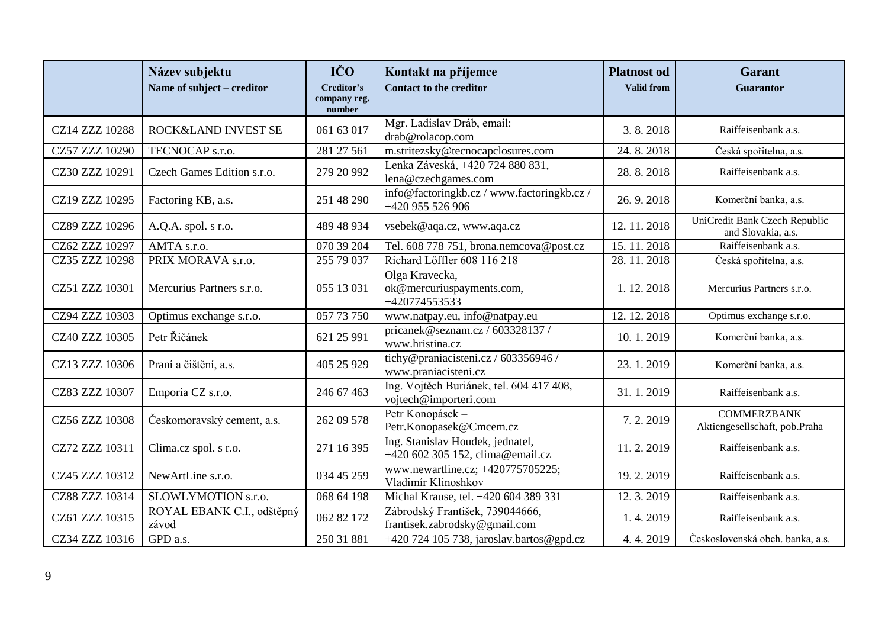| | Název subjektu<br>Name of subject – creditor | IČO<br>Creditor's company reg. number | Kontakt na příjemce<br>Contact to the creditor | Platnost od<br>Valid from | Garant<br>Guarantor |
|---|---|---|---|---|---|
| CZ14 ZZZ 10288 | ROCK&LAND INVEST SE | 061 63 017 | Mgr. Ladislav Dráb, email: drab@rolacop.com | 3. 8. 2018 | Raiffeisenbank a.s. |
| CZ57 ZZZ 10290 | TECNOCAP s.r.o. | 281 27 561 | m.stritezsky@tecnocapclosures.com | 24. 8. 2018 | Česká spořitelna, a.s. |
| CZ30 ZZZ 10291 | Czech Games Edition s.r.o. | 279 20 992 | Lenka Záveská, +420 724 880 831, lena@czechgames.com | 28. 8. 2018 | Raiffeisenbank a.s. |
| CZ19 ZZZ 10295 | Factoring KB, a.s. | 251 48 290 | info@factoringkb.cz / www.factoringkb.cz / +420 955 526 906 | 26. 9. 2018 | Komerční banka, a.s. |
| CZ89 ZZZ 10296 | A.Q.A. spol. s r.o. | 489 48 934 | vsebek@aqa.cz, www.aqa.cz | 12. 11. 2018 | UniCredit Bank Czech Republic and Slovakia, a.s. |
| CZ62 ZZZ 10297 | AMTA s.r.o. | 070 39 204 | Tel. 608 778 751, brona.nemcova@post.cz | 15. 11. 2018 | Raiffeisenbank a.s. |
| CZ35 ZZZ 10298 | PRIX MORAVA s.r.o. | 255 79 037 | Richard Löffler 608 116 218 | 28. 11. 2018 | Česká spořitelna, a.s. |
| CZ51 ZZZ 10301 | Mercurius Partners s.r.o. | 055 13 031 | Olga Kravecka, ok@mercuriuspayments.com, +420774553533 | 1. 12. 2018 | Mercurius Partners s.r.o. |
| CZ94 ZZZ 10303 | Optimus exchange s.r.o. | 057 73 750 | www.natpay.eu, info@natpay.eu | 12. 12. 2018 | Optimus exchange s.r.o. |
| CZ40 ZZZ 10305 | Petr Řičánek | 621 25 991 | pricanek@seznam.cz / 603328137 / www.hristina.cz | 10. 1. 2019 | Komerční banka, a.s. |
| CZ13 ZZZ 10306 | Praní a čištění, a.s. | 405 25 929 | tichy@praniacisteni.cz / 603356946 / www.praniacisteni.cz | 23. 1. 2019 | Komerční banka, a.s. |
| CZ83 ZZZ 10307 | Emporia CZ s.r.o. | 246 67 463 | Ing. Vojtěch Buriánek, tel. 604 417 408, vojtech@importeri.com | 31. 1. 2019 | Raiffeisenbank a.s. |
| CZ56 ZZZ 10308 | Českomoravský cement, a.s. | 262 09 578 | Petr Konopásek – Petr.Konopasek@Cmcem.cz | 7. 2. 2019 | COMMERZBANK Aktiengesellschaft, pob.Praha |
| CZ72 ZZZ 10311 | Clima.cz spol. s r.o. | 271 16 395 | Ing. Stanislav Houdek, jednatel, +420 602 305 152, clima@email.cz | 11. 2. 2019 | Raiffeisenbank a.s. |
| CZ45 ZZZ 10312 | NewArtLine s.r.o. | 034 45 259 | www.newartline.cz; +420775705225; Vladimír Klinoshkov | 19. 2. 2019 | Raiffeisenbank a.s. |
| CZ88 ZZZ 10314 | SLOWLYMOTION s.r.o. | 068 64 198 | Michal Krause, tel. +420 604 389 331 | 12. 3. 2019 | Raiffeisenbank a.s. |
| CZ61 ZZZ 10315 | ROYAL EBANK C.I., odštěpný závod | 062 82 172 | Zábrodský František, 739044666, frantisek.zabrodsky@gmail.com | 1. 4. 2019 | Raiffeisenbank a.s. |
| CZ34 ZZZ 10316 | GPD a.s. | 250 31 881 | +420 724 105 738, jaroslav.bartos@gpd.cz | 4. 4. 2019 | Československá obch. banka, a.s. |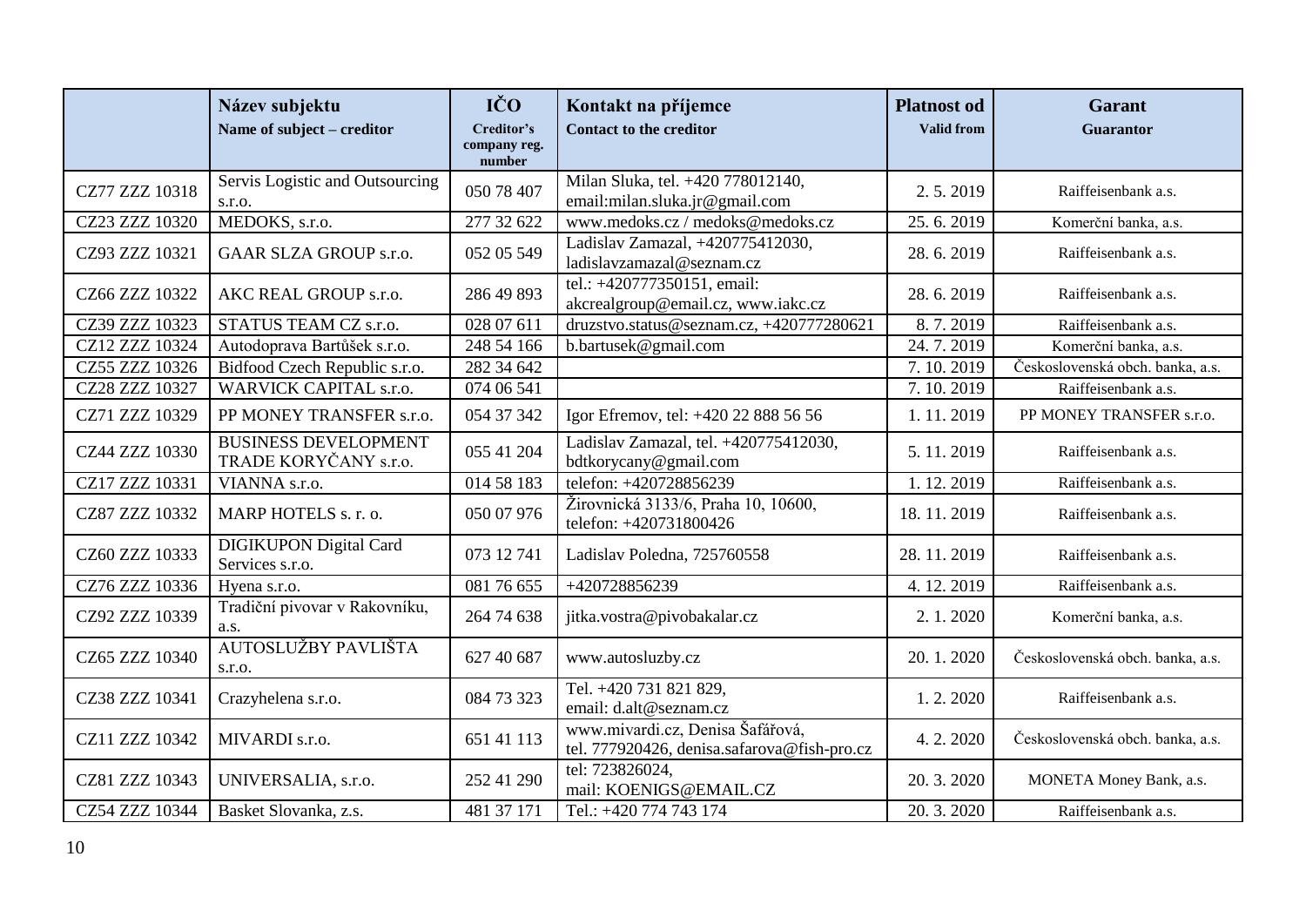| | Název subjektu<br>Name of subject – creditor | IČO<br>Creditor's company reg. number | Kontakt na příjemce<br>Contact to the creditor | Platnost od<br>Valid from | Garant<br>Guarantor |
|---|---|---|---|---|---|
| CZ77 ZZZ 10318 | Servis Logistic and Outsourcing s.r.o. | 050 78 407 | Milan Sluka, tel. +420 778012140, email:milan.sluka.jr@gmail.com | 2. 5. 2019 | Raiffeisenbank a.s. |
| CZ23 ZZZ 10320 | MEDOKS, s.r.o. | 277 32 622 | www.medoks.cz / medoks@medoks.cz | 25. 6. 2019 | Komerční banka, a.s. |
| CZ93 ZZZ 10321 | GAAR SLZA GROUP s.r.o. | 052 05 549 | Ladislav Zamazal, +420775412030, ladislavzamazal@seznam.cz | 28. 6. 2019 | Raiffeisenbank a.s. |
| CZ66 ZZZ 10322 | AKC REAL GROUP s.r.o. | 286 49 893 | tel.: +420777350151, email: akcrealgroup@email.cz, www.iakc.cz | 28. 6. 2019 | Raiffeisenbank a.s. |
| CZ39 ZZZ 10323 | STATUS TEAM CZ s.r.o. | 028 07 611 | druzstvo.status@seznam.cz, +420777280621 | 8. 7. 2019 | Raiffeisenbank a.s. |
| CZ12 ZZZ 10324 | Autodoprava Bartůšek s.r.o. | 248 54 166 | b.bartusek@gmail.com | 24. 7. 2019 | Komerční banka, a.s. |
| CZ55 ZZZ 10326 | Bidfood Czech Republic s.r.o. | 282 34 642 | | 7. 10. 2019 | Československá obch. banka, a.s. |
| CZ28 ZZZ 10327 | WARVICK CAPITAL s.r.o. | 074 06 541 | | 7. 10. 2019 | Raiffeisenbank a.s. |
| CZ71 ZZZ 10329 | PP MONEY TRANSFER s.r.o. | 054 37 342 | Igor Efremov, tel: +420 22 888 56 56 | 1. 11. 2019 | PP MONEY TRANSFER s.r.o. |
| CZ44 ZZZ 10330 | BUSINESS DEVELOPMENT TRADE KORYČANY s.r.o. | 055 41 204 | Ladislav Zamazal, tel. +420775412030, bdtkorycany@gmail.com | 5. 11. 2019 | Raiffeisenbank a.s. |
| CZ17 ZZZ 10331 | VIANNA s.r.o. | 014 58 183 | telefon: +420728856239 | 1. 12. 2019 | Raiffeisenbank a.s. |
| CZ87 ZZZ 10332 | MARP HOTELS s. r. o. | 050 07 976 | Žirovnická 3133/6, Praha 10, 10600, telefon: +420731800426 | 18. 11. 2019 | Raiffeisenbank a.s. |
| CZ60 ZZZ 10333 | DIGIKUPON Digital Card Services s.r.o. | 073 12 741 | Ladislav Poledna, 725760558 | 28. 11. 2019 | Raiffeisenbank a.s. |
| CZ76 ZZZ 10336 | Hyena s.r.o. | 081 76 655 | +420728856239 | 4. 12. 2019 | Raiffeisenbank a.s. |
| CZ92 ZZZ 10339 | Tradiční pivovar v Rakovníku, a.s. | 264 74 638 | jitka.vostra@pivobakalar.cz | 2. 1. 2020 | Komerční banka, a.s. |
| CZ65 ZZZ 10340 | AUTOSLUŽBY PAVLIŠTA s.r.o. | 627 40 687 | www.autosluzby.cz | 20. 1. 2020 | Československá obch. banka, a.s. |
| CZ38 ZZZ 10341 | Crazyhelena s.r.o. | 084 73 323 | Tel. +420 731 821 829, email: d.alt@seznam.cz | 1. 2. 2020 | Raiffeisenbank a.s. |
| CZ11 ZZZ 10342 | MIVARDI s.r.o. | 651 41 113 | www.mivardi.cz, Denisa Šafářová, tel. 777920426, denisa.safarova@fish-pro.cz | 4. 2. 2020 | Československá obch. banka, a.s. |
| CZ81 ZZZ 10343 | UNIVERSALIA, s.r.o. | 252 41 290 | tel: 723826024, mail: KOENIGS@EMAIL.CZ | 20. 3. 2020 | MONETA Money Bank, a.s. |
| CZ54 ZZZ 10344 | Basket Slovanka, z.s. | 481 37 171 | Tel.: +420 774 743 174 | 20. 3. 2020 | Raiffeisenbank a.s. |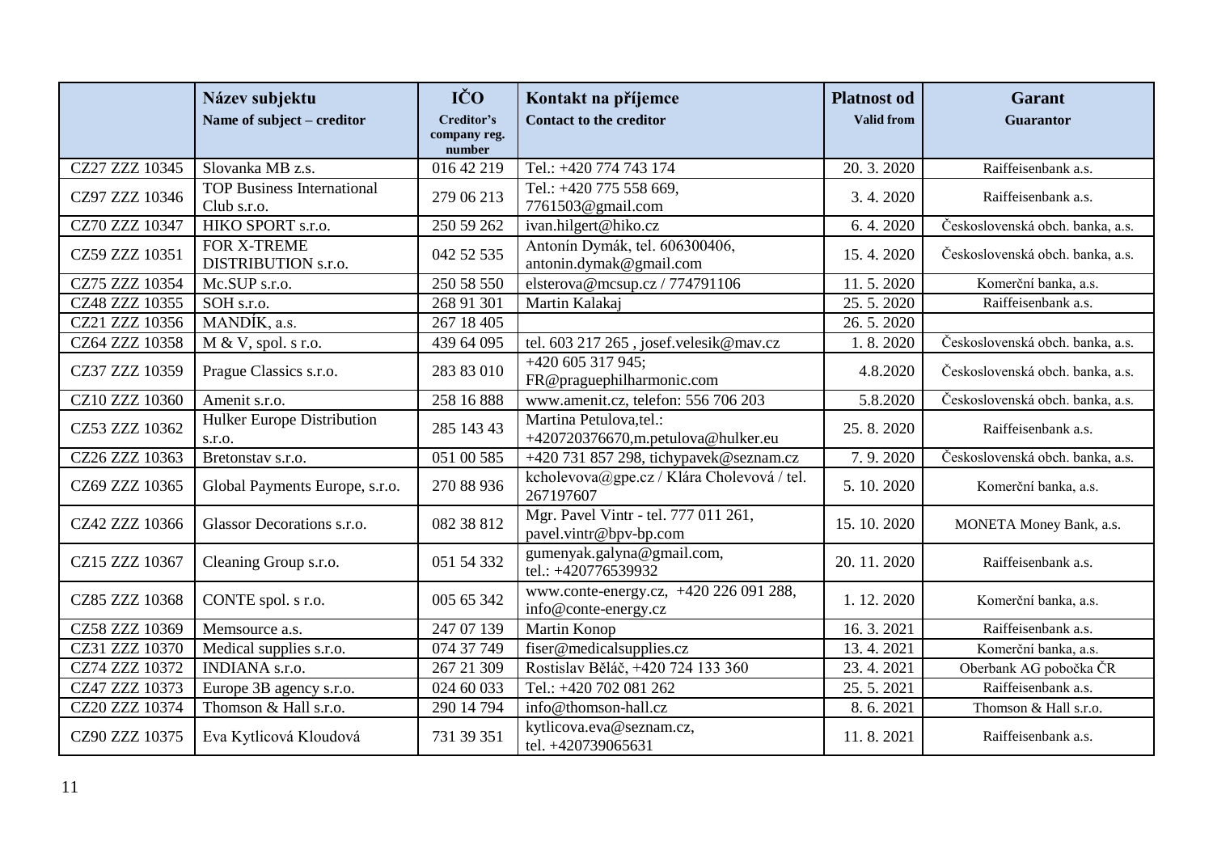| | Název subjektu<br>Name of subject – creditor | IČO<br>Creditor's company reg. number | Kontakt na příjemce<br>Contact to the creditor | Platnost od<br>Valid from | Garant<br>Guarantor |
|---|---|---|---|---|---|
| CZ27 ZZZ 10345 | Slovanka MB z.s. | 016 42 219 | Tel.: +420 774 743 174 | 20. 3. 2020 | Raiffeisenbank a.s. |
| CZ97 ZZZ 10346 | TOP Business International Club s.r.o. | 279 06 213 | Tel.: +420 775 558 669, 7761503@gmail.com | 3. 4. 2020 | Raiffeisenbank a.s. |
| CZ70 ZZZ 10347 | HIKO SPORT s.r.o. | 250 59 262 | ivan.hilgert@hiko.cz | 6. 4. 2020 | Československá obch. banka, a.s. |
| CZ59 ZZZ 10351 | FOR X-TREME DISTRIBUTION s.r.o. | 042 52 535 | Antonín Dymák, tel. 606300406, antonin.dymak@gmail.com | 15. 4. 2020 | Československá obch. banka, a.s. |
| CZ75 ZZZ 10354 | Mc.SUP s.r.o. | 250 58 550 | elsterova@mcsup.cz / 774791106 | 11. 5. 2020 | Komerční banka, a.s. |
| CZ48 ZZZ 10355 | SOH s.r.o. | 268 91 301 | Martin Kalakaj | 25. 5. 2020 | Raiffeisenbank a.s. |
| CZ21 ZZZ 10356 | MANDÍK, a.s. | 267 18 405 | | 26. 5. 2020 | |
| CZ64 ZZZ 10358 | M & V, spol. s r.o. | 439 64 095 | tel. 603 217 265 , josef.velesik@mav.cz | 1. 8. 2020 | Československá obch. banka, a.s. |
| CZ37 ZZZ 10359 | Prague Classics s.r.o. | 283 83 010 | +420 605 317 945; FR@praguephilharmonic.com | 4.8.2020 | Československá obch. banka, a.s. |
| CZ10 ZZZ 10360 | Amenit s.r.o. | 258 16 888 | www.amenit.cz, telefon: 556 706 203 | 5.8.2020 | Československá obch. banka, a.s. |
| CZ53 ZZZ 10362 | Hulker Europe Distribution s.r.o. | 285 143 43 | Martina Petulova,tel.: +420720376670,m.petulova@hulker.eu | 25. 8. 2020 | Raiffeisenbank a.s. |
| CZ26 ZZZ 10363 | Bretonstav s.r.o. | 051 00 585 | +420 731 857 298, tichypavek@seznam.cz | 7. 9. 2020 | Československá obch. banka, a.s. |
| CZ69 ZZZ 10365 | Global Payments Europe, s.r.o. | 270 88 936 | kcholevova@gpe.cz / Klára Cholevová / tel. 267197607 | 5. 10. 2020 | Komerční banka, a.s. |
| CZ42 ZZZ 10366 | Glassor Decorations s.r.o. | 082 38 812 | Mgr. Pavel Vintr - tel. 777 011 261, pavel.vintr@bpv-bp.com | 15. 10. 2020 | MONETA Money Bank, a.s. |
| CZ15 ZZZ 10367 | Cleaning Group s.r.o. | 051 54 332 | gumenyak.galyna@gmail.com, tel.: +420776539932 | 20. 11. 2020 | Raiffeisenbank a.s. |
| CZ85 ZZZ 10368 | CONTE spol. s r.o. | 005 65 342 | www.conte-energy.cz, +420 226 091 288, info@conte-energy.cz | 1. 12. 2020 | Komerční banka, a.s. |
| CZ58 ZZZ 10369 | Memsource a.s. | 247 07 139 | Martin Konop | 16. 3. 2021 | Raiffeisenbank a.s. |
| CZ31 ZZZ 10370 | Medical supplies s.r.o. | 074 37 749 | fiser@medicalsupplies.cz | 13. 4. 2021 | Komerční banka, a.s. |
| CZ74 ZZZ 10372 | INDIANA s.r.o. | 267 21 309 | Rostislav Běláč, +420 724 133 360 | 23. 4. 2021 | Oberbank AG pobočka ČR |
| CZ47 ZZZ 10373 | Europe 3B agency s.r.o. | 024 60 033 | Tel.: +420 702 081 262 | 25. 5. 2021 | Raiffeisenbank a.s. |
| CZ20 ZZZ 10374 | Thomson & Hall s.r.o. | 290 14 794 | info@thomson-hall.cz | 8. 6. 2021 | Thomson & Hall s.r.o. |
| CZ90 ZZZ 10375 | Eva Kytlicová Kloudová | 731 39 351 | kytlicova.eva@seznam.cz, tel. +420739065631 | 11. 8. 2021 | Raiffeisenbank a.s. |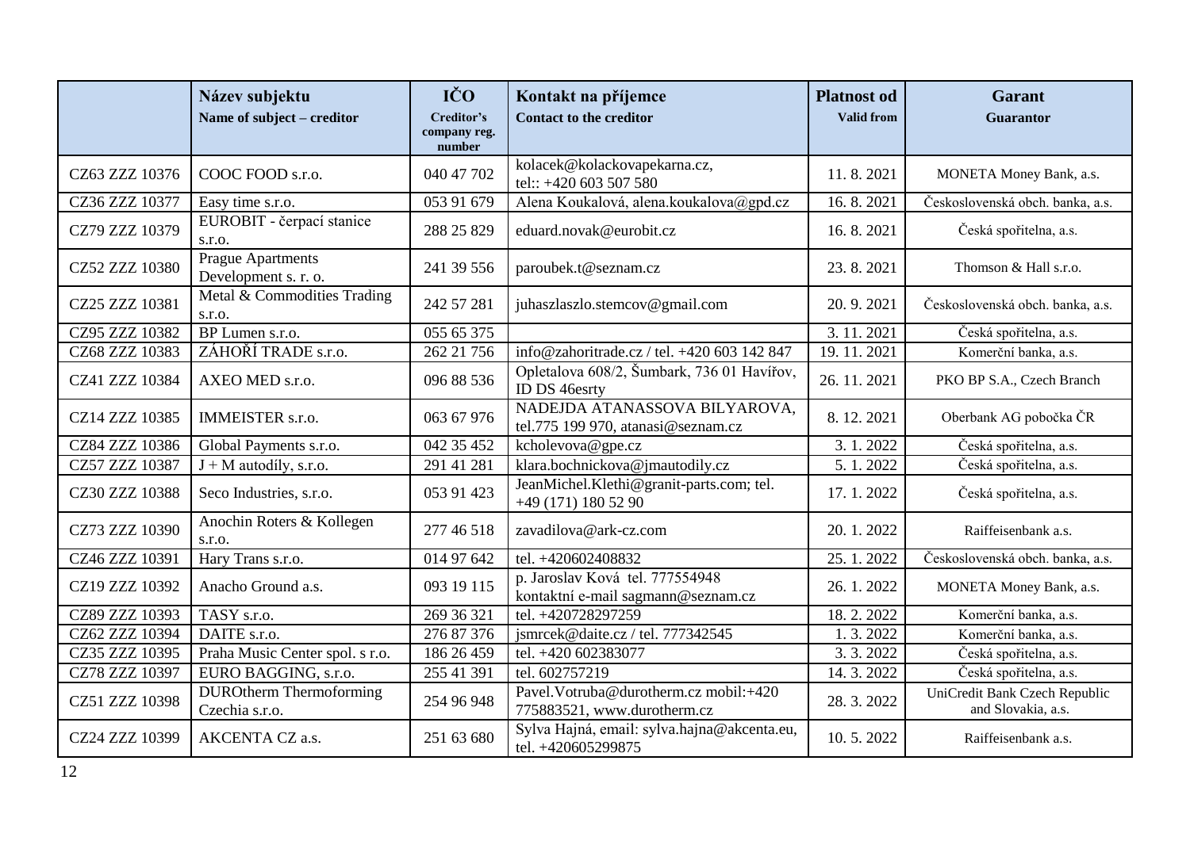|  | Název subjektu<br>Name of subject – creditor | IČO<br>Creditor's company reg. number | Kontakt na příjemce<br>Contact to the creditor | Platnost od<br>Valid from | Garant<br>Guarantor |
|---|---|---|---|---|---|
| CZ63 ZZZ 10376 | COOC FOOD s.r.o. | 040 47 702 | kolacek@kolackovapekarna.cz, tel:: +420 603 507 580 | 11. 8. 2021 | MONETA Money Bank, a.s. |
| CZ36 ZZZ 10377 | Easy time s.r.o. | 053 91 679 | Alena Koukalová, alena.koukalova@gpd.cz | 16. 8. 2021 | Československá obch. banka, a.s. |
| CZ79 ZZZ 10379 | EUROBIT - čerpací stanice s.r.o. | 288 25 829 | eduard.novak@eurobit.cz | 16. 8. 2021 | Česká spořitelna, a.s. |
| CZ52 ZZZ 10380 | Prague Apartments Development s. r. o. | 241 39 556 | paroubek.t@seznam.cz | 23. 8. 2021 | Thomson & Hall s.r.o. |
| CZ25 ZZZ 10381 | Metal & Commodities Trading s.r.o. | 242 57 281 | juhaszlaszlo.stemcov@gmail.com | 20. 9. 2021 | Československá obch. banka, a.s. |
| CZ95 ZZZ 10382 | BP Lumen s.r.o. | 055 65 375 |  | 3. 11. 2021 | Česká spořitelna, a.s. |
| CZ68 ZZZ 10383 | ZÁHOŘÍ TRADE s.r.o. | 262 21 756 | info@zahoritrade.cz / tel. +420 603 142 847 | 19. 11. 2021 | Komerční banka, a.s. |
| CZ41 ZZZ 10384 | AXEO MED s.r.o. | 096 88 536 | Opletalova 608/2, Šumbark, 736 01 Havířov, ID DS 46esrty | 26. 11. 2021 | PKO BP S.A., Czech Branch |
| CZ14 ZZZ 10385 | IMMEISTER s.r.o. | 063 67 976 | NADEJDA ATANASSOVA BILYAROVA, tel.775 199 970, atanasi@seznam.cz | 8. 12. 2021 | Oberbank AG pobočka ČR |
| CZ84 ZZZ 10386 | Global Payments s.r.o. | 042 35 452 | kcholevova@gpe.cz | 3. 1. 2022 | Česká spořitelna, a.s. |
| CZ57 ZZZ 10387 | J + M autodíly, s.r.o. | 291 41 281 | klara.bochnickova@jmautodily.cz | 5. 1. 2022 | Česká spořitelna, a.s. |
| CZ30 ZZZ 10388 | Seco Industries, s.r.o. | 053 91 423 | JeanMichel.Klethi@granit-parts.com; tel. +49 (171) 180 52 90 | 17. 1. 2022 | Česká spořitelna, a.s. |
| CZ73 ZZZ 10390 | Anochin Roters & Kollegen s.r.o. | 277 46 518 | zavadilova@ark-cz.com | 20. 1. 2022 | Raiffeisenbank a.s. |
| CZ46 ZZZ 10391 | Hary Trans s.r.o. | 014 97 642 | tel. +420602408832 | 25. 1. 2022 | Československá obch. banka, a.s. |
| CZ19 ZZZ 10392 | Anacho Ground a.s. | 093 19 115 | p. Jaroslav Ková tel. 777554948 kontaktní e-mail sagmann@seznam.cz | 26. 1. 2022 | MONETA Money Bank, a.s. |
| CZ89 ZZZ 10393 | TASY s.r.o. | 269 36 321 | tel. +420728297259 | 18. 2. 2022 | Komerční banka, a.s. |
| CZ62 ZZZ 10394 | DAITE s.r.o. | 276 87 376 | jsmrcek@daite.cz / tel. 777342545 | 1. 3. 2022 | Komerční banka, a.s. |
| CZ35 ZZZ 10395 | Praha Music Center spol. s r.o. | 186 26 459 | tel. +420 602383077 | 3. 3. 2022 | Česká spořitelna, a.s. |
| CZ78 ZZZ 10397 | EURO BAGGING, s.r.o. | 255 41 391 | tel. 602757219 | 14. 3. 2022 | Česká spořitelna, a.s. |
| CZ51 ZZZ 10398 | DUROtherm Thermoforming Czechia s.r.o. | 254 96 948 | Pavel.Votruba@durotherm.cz mobil:+420 775883521, www.durotherm.cz | 28. 3. 2022 | UniCredit Bank Czech Republic and Slovakia, a.s. |
| CZ24 ZZZ 10399 | AKCENTA CZ a.s. | 251 63 680 | Sylva Hajná, email: sylva.hajna@akcenta.eu, tel. +420605299875 | 10. 5. 2022 | Raiffeisenbank a.s. |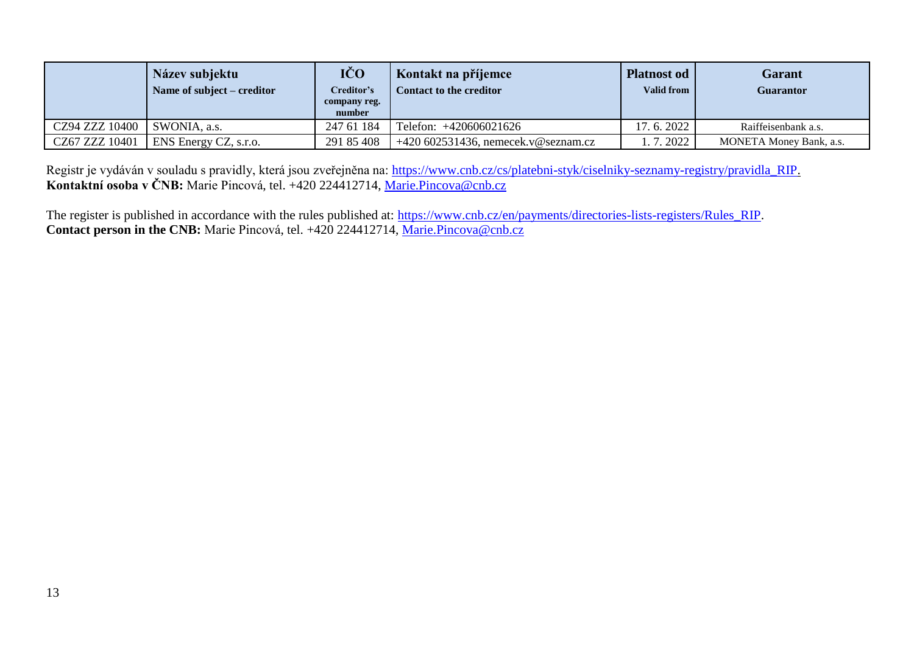| | Název subjektu<br>Name of subject – creditor | IČO<br>Creditor's company reg. number | Kontakt na příjemce<br>Contact to the creditor | Platnost od<br>Valid from | Garant<br>Guarantor |
|---|---|---|---|---|---|
| CZ94 ZZZ 10400 | SWONIA, a.s. | 247 61 184 | Telefon: +420606021626 | 17. 6. 2022 | Raiffeisenbank a.s. |
| CZ67 ZZZ 10401 | ENS Energy CZ, s.r.o. | 291 85 408 | +420 602531436, nemecek.v@seznam.cz | 1. 7. 2022 | MONETA Money Bank, a.s. |

Registr je vydáván v souladu s pravidly, která jsou zveřejněna na: https://www.cnb.cz/cs/platebni-styk/ciselniky-seznamy-registry/pravidla_RIP.
**Kontaktní osoba v ČNB:** Marie Pincová, tel. +420 224412714, Marie.Pincova@cnb.cz

The register is published in accordance with the rules published at: https://www.cnb.cz/en/payments/directories-lists-registers/Rules_RIP.
**Contact person in the CNB:** Marie Pincová, tel. +420 224412714, Marie.Pincova@cnb.cz